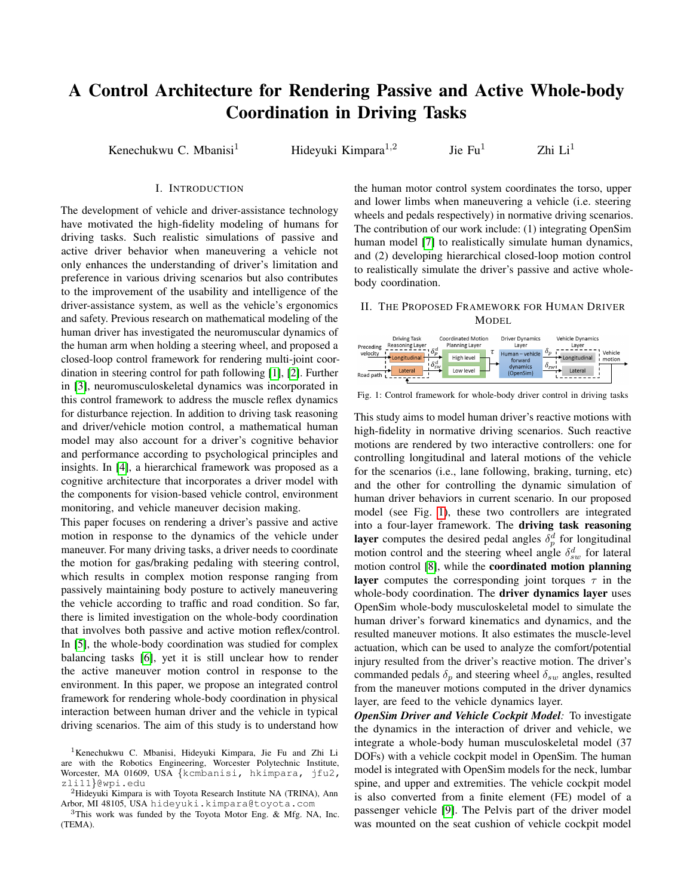# A Control Architecture for Rendering Passive and Active Whole-body Coordination in Driving Tasks

Kenechukwu C. Mbanisi[1] Hideyuki Kimpara[1,2] Jie Fu[1] Zhi Li[1]

## I. Introduction

The development of vehicle and driver-assistance technology have motivated the high-fidelity modeling of humans for driving tasks. Such realistic simulations of passive and active driver behavior when maneuvering a vehicle not only enhances the understanding of driver's limitation and preference in various driving scenarios but also contributes to the improvement of the usability and intelligence of the driver-assistance system, as well as the vehicle's ergonomics and safety. Previous research on mathematical modeling of the human driver has investigated the neuromuscular dynamics of the human arm when holding a steering wheel, and proposed a closed-loop control framework for rendering multi-joint coordination in steering control for path following [1], [2]. Further in [3], neuromusculoskeletal dynamics was incorporated in this control framework to address the muscle reflex dynamics for disturbance rejection. In addition to driving task reasoning and driver/vehicle motion control, a mathematical human model may also account for a driver's cognitive behavior and performance according to psychological principles and insights. In [4], a hierarchical framework was proposed as a cognitive architecture that incorporates a driver model with the components for vision-based vehicle control, environment monitoring, and vehicle maneuver decision making.

This paper focuses on rendering a driver's passive and active motion in response to the dynamics of the vehicle under maneuver. For many driving tasks, a driver needs to coordinate the motion for gas/braking pedaling with steering control, which results in complex motion response ranging from passively maintaining body posture to actively maneuvering the vehicle according to traffic and road condition. So far, there is limited investigation on the whole-body coordination that involves both passive and active motion reflex/control. In [5], the whole-body coordination was studied for complex balancing tasks [6], yet it is still unclear how to render the active maneuver motion control in response to the environment. In this paper, we propose an integrated control framework for rendering whole-body coordination in physical interaction between human driver and the vehicle in typical driving scenarios. The aim of this study is to understand how the human motor control system coordinates the torso, upper and lower limbs when maneuvering a vehicle (i.e. steering wheels and pedals respectively) in normative driving scenarios. The contribution of our work include: (1) integrating OpenSim human model [7] to realistically simulate human dynamics, and (2) developing hierarchical closed-loop motion control to realistically simulate the driver's passive and active whole-body coordination.

## II. The Proposed Framework for Human Driver Model

Fig. 1: Control framework for whole-body driver control in driving tasks

This study aims to model human driver's reactive motions with high-fidelity in normative driving scenarios. Such reactive motions are rendered by two interactive controllers: one for controlling longitudinal and lateral motions of the vehicle for the scenarios (i.e., lane following, braking, turning, etc) and the other for controlling the dynamic simulation of human driver behaviors in current scenario. In our proposed model (see Fig. 1), these two controllers are integrated into a four-layer framework. The **driving task reasoning layer** computes the desired pedal angles $\delta_p^d$ for longitudinal motion control and the steering wheel angle $\delta_{sw}^d$ for lateral motion control [8], while the **coordinated motion planning layer** computes the corresponding joint torques $\tau$ in the whole-body coordination. The **driver dynamics layer** uses OpenSim whole-body musculoskeletal model to simulate the human driver's forward kinematics and dynamics, and the resulted maneuver motions. It also estimates the muscle-level actuation, which can be used to analyze the comfort/potential injury resulted from the driver's reactive motion. The driver's commanded pedals $\delta_p$ and steering wheel $\delta_{sw}$ angles, resulted from the maneuver motions computed in the driver dynamics layer, are feed to the vehicle dynamics layer.

***OpenSim Driver and Vehicle Cockpit Model:*** To investigate the dynamics in the interaction of driver and vehicle, we integrate a whole-body human musculoskeletal model (37 DOFs) with a vehicle cockpit model in OpenSim. The human model is integrated with OpenSim models for the neck, lumbar spine, and upper and extremities. The vehicle cockpit model is also converted from a finite element (FE) model of a passenger vehicle [9]. The Pelvis part of the driver model was mounted on the seat cushion of vehicle cockpit model

[1]Kenechukwu C. Mbanisi, Hideyuki Kimpara, Jie Fu and Zhi Li are with the Robotics Engineering, Worcester Polytechnic Institute, Worcester, MA 01609, USA {kcmbanisi, hkimpara, jfu2, zli11}@wpi.edu

[2]Hideyuki Kimpara is with Toyota Research Institute NA (TRINA), Ann Arbor, MI 48105, USA hideyuki.kimpara@toyota.com

[3]This work was funded by the Toyota Motor Eng. & Mfg. NA, Inc. (TEMA).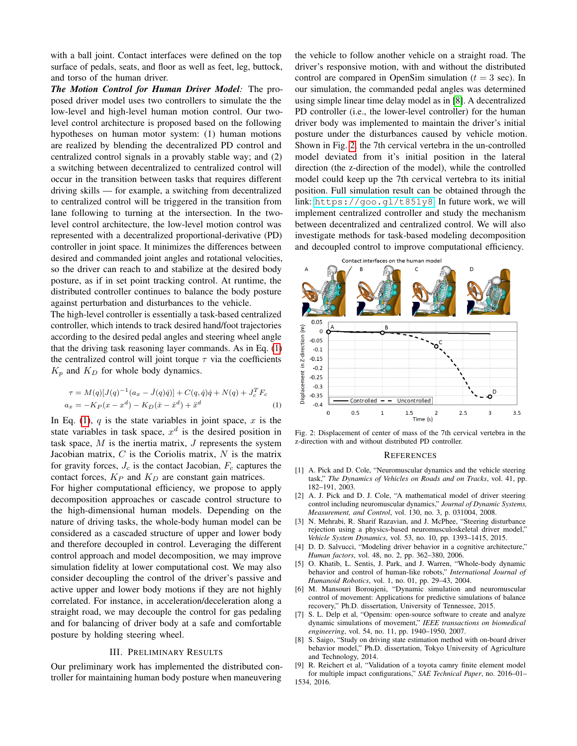with a ball joint. Contact interfaces were defined on the top surface of pedals, seats, and floor as well as feet, leg, buttock, and torso of the human driver.

***The Motion Control for Human Driver Model:*** The proposed driver model uses two controllers to simulate the the low-level and high-level human motion control. Our two-level control architecture is proposed based on the following hypotheses on human motor system: (1) human motions are realized by blending the decentralized PD control and centralized control signals in a provably stable way; and (2) a switching between decentralized to centralized control will occur in the transition between tasks that requires different driving skills — for example, a switching from decentralized to centralized control will be triggered in the transition from lane following to turning at the intersection. In the two-level control architecture, the low-level motion control was represented with a decentralized proportional-derivative (PD) controller in joint space. It minimizes the differences between desired and commanded joint angles and rotational velocities, so the driver can reach to and stabilize at the desired body posture, as if in set point tracking control. At runtime, the distributed controller continues to balance the body posture against perturbation and disturbances to the vehicle.

The high-level controller is essentially a task-based centralized controller, which intends to track desired hand/foot trajectories according to the desired pedal angles and steering wheel angle that the driving task reasoning layer commands. As in Eq. (1) the centralized control will joint torque $\tau$ via the coefficients $K_p$ and $K_D$ for whole body dynamics.

$$
\begin{aligned}
\tau &= M(q)[J(q)^{-1}(a_x - \dot{J}(q)\dot{q})] + C(q,\dot{q})\dot{q} + N(q) + J_c^T F_c \\
a_x &= -K_P(x - x^d) - K_D(\dot{x} - \dot{x}^d) + \ddot{x}^d
\end{aligned}
\tag{1}
$$

In Eq. (1), $q$ is the state variables in joint space, $x$ is the state variables in task space, $x^d$ is the desired position in task space, $M$ is the inertia matrix, $J$ represents the system Jacobian matrix, $C$ is the Coriolis matrix, $N$ is the matrix for gravity forces, $J_c$ is the contact Jacobian, $F_c$ captures the contact forces, $K_P$ and $K_D$ are constant gain matrices.

For higher computational efficiency, we propose to apply decomposition approaches or cascade control structure to the high-dimensional human models. Depending on the nature of driving tasks, the whole-body human model can be considered as a cascaded structure of upper and lower body and therefore decoupled in control. Leveraging the different control approach and model decomposition, we may improve simulation fidelity at lower computational cost. We may also consider decoupling the control of the driver's passive and active upper and lower body motions if they are not highly correlated. For instance, in acceleration/deceleration along a straight road, we may decouple the control for gas pedaling and for balancing of driver body at a safe and comfortable posture by holding steering wheel.

## III. Preliminary Results

Our preliminary work has implemented the distributed controller for maintaining human body posture when maneuvering the vehicle to follow another vehicle on a straight road. The driver's responsive motion, with and without the distributed control are compared in OpenSim simulation ($t = 3$ sec). In our simulation, the commanded pedal angles was determined using simple linear time delay model as in [8]. A decentralized PD controller (i.e., the lower-level controller) for the human driver body was implemented to maintain the driver's initial posture under the disturbances caused by vehicle motion. Shown in Fig. 2, the 7th cervical vertebra in the un-controlled model deviated from it's initial position in the lateral direction (the z-direction of the model), while the controlled model could keep up the 7th cervical vertebra to its initial position. Full simulation result can be obtained through the link: https://goo.gl/t851y8. In future work, we will implement centralized controller and study the mechanism between decentralized and centralized control. We will also investigate methods for task-based modeling decomposition and decoupled control to improve computational efficiency.

Contact interfaces on the human model

A B C D

Displacement in Z-direction (m)

0.05
0
-0.05
-0.1
-0.15
-0.2
-0.25
-0.3
-0.35
-0.4

Time (s)

0 0.5 1 1.5 2 2.5 3 3.5

Controlled
Uncontrolled

Fig. 2: Displacement of center of mass of the 7th cervical vertebra in the z-direction with and without distributed PD controller.

## References

[1] A. Pick and D. Cole, "Neuromuscular dynamics and the vehicle steering task," *The Dynamics of Vehicles on Roads and on Tracks*, vol. 41, pp. 182–191, 2003.

[2] A. J. Pick and D. J. Cole, "A mathematical model of driver steering control including neuromuscular dynamics," *Journal of Dynamic Systems, Measurement, and Control*, vol. 130, no. 3, p. 031004, 2008.

[3] N. Mehrabi, R. Sharif Razavian, and J. McPhee, "Steering disturbance rejection using a physics-based neuromusculoskeletal driver model," *Vehicle System Dynamics*, vol. 53, no. 10, pp. 1393–1415, 2015.

[4] D. D. Salvucci, "Modeling driver behavior in a cognitive architecture," *Human factors*, vol. 48, no. 2, pp. 362–380, 2006.

[5] O. Khatib, L. Sentis, J. Park, and J. Warren, "Whole-body dynamic behavior and control of human-like robots," *International Journal of Humanoid Robotics*, vol. 1, no. 01, pp. 29–43, 2004.

[6] M. Mansouri Boroujeni, "Dynamic simulation and neuromuscular control of movement: Applications for predictive simulations of balance recovery," Ph.D. dissertation, University of Tennessee, 2015.

[7] S. L. Delp et al, "Opensim: open-source software to create and analyze dynamic simulations of movement," *IEEE transactions on biomedical engineering*, vol. 54, no. 11, pp. 1940–1950, 2007.

[8] S. Saigo, "Study on driving state estimation method with on-board driver behavior model," Ph.D. dissertation, Tokyo University of Agriculture and Technology, 2014.

[9] R. Reichert et al, "Validation of a toyota camry finite element model for multiple impact configurations," *SAE Technical Paper*, no. 2016–01–1534, 2016.